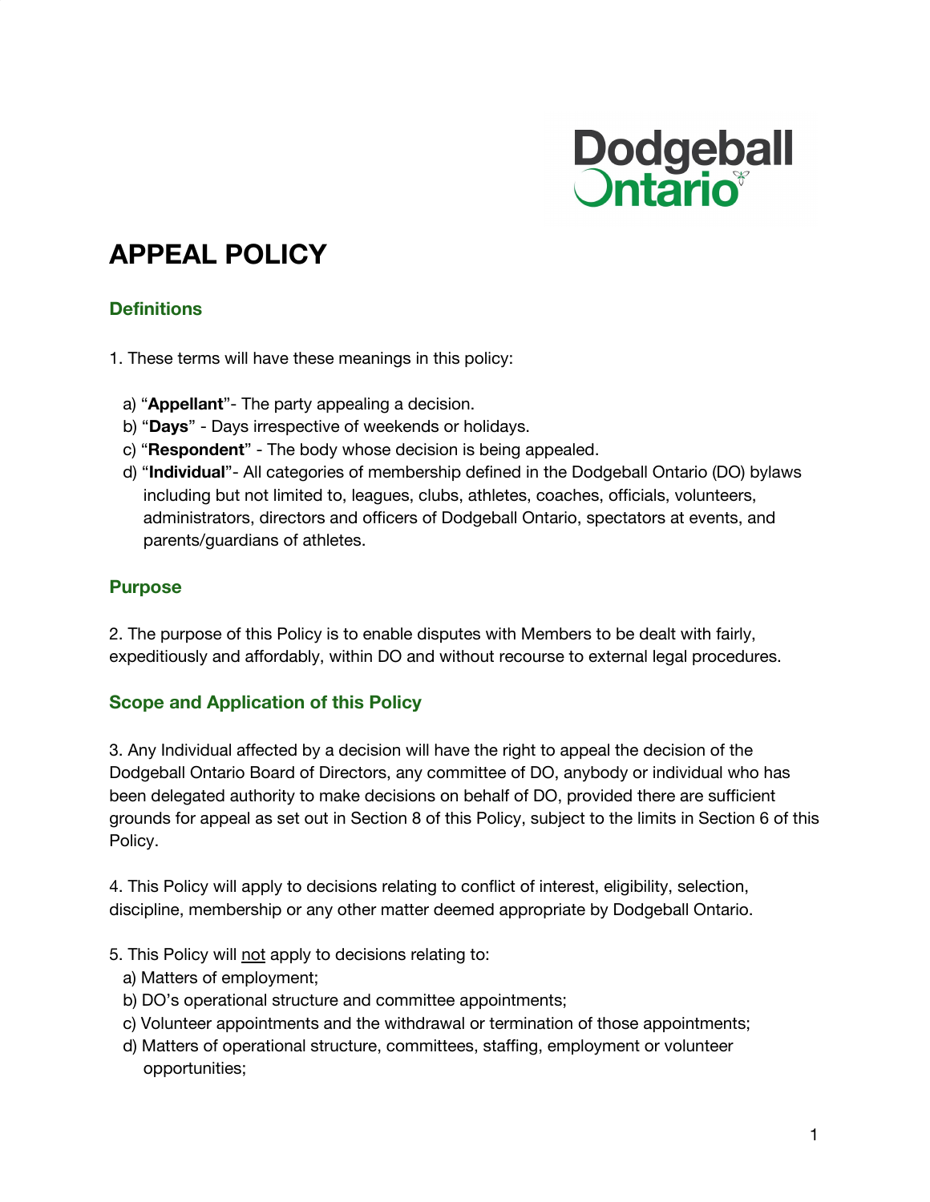Dodgeball Ontario

# APPEAL POLICY

## Definitions

1. These terms will have these meanings in this policy:

   a) "**Appellant**"- The party appealing a decision.
   b) "**Days**" - Days irrespective of weekends or holidays.
   c) "**Respondent**" - The body whose decision is being appealed.
   d) "**Individual**"- All categories of membership defined in the Dodgeball Ontario (DO) bylaws including but not limited to, leagues, clubs, athletes, coaches, officials, volunteers, administrators, directors and officers of Dodgeball Ontario, spectators at events, and parents/guardians of athletes.

## Purpose

2. The purpose of this Policy is to enable disputes with Members to be dealt with fairly, expeditiously and affordably, within DO and without recourse to external legal procedures.

## Scope and Application of this Policy

3. Any Individual affected by a decision will have the right to appeal the decision of the Dodgeball Ontario Board of Directors, any committee of DO, anybody or individual who has been delegated authority to make decisions on behalf of DO, provided there are sufficient grounds for appeal as set out in Section 8 of this Policy, subject to the limits in Section 6 of this Policy.

4. This Policy will apply to decisions relating to conflict of interest, eligibility, selection, discipline, membership or any other matter deemed appropriate by Dodgeball Ontario.

5. This Policy will not apply to decisions relating to:
   a) Matters of employment;
   b) DO's operational structure and committee appointments;
   c) Volunteer appointments and the withdrawal or termination of those appointments;
   d) Matters of operational structure, committees, staffing, employment or volunteer opportunities;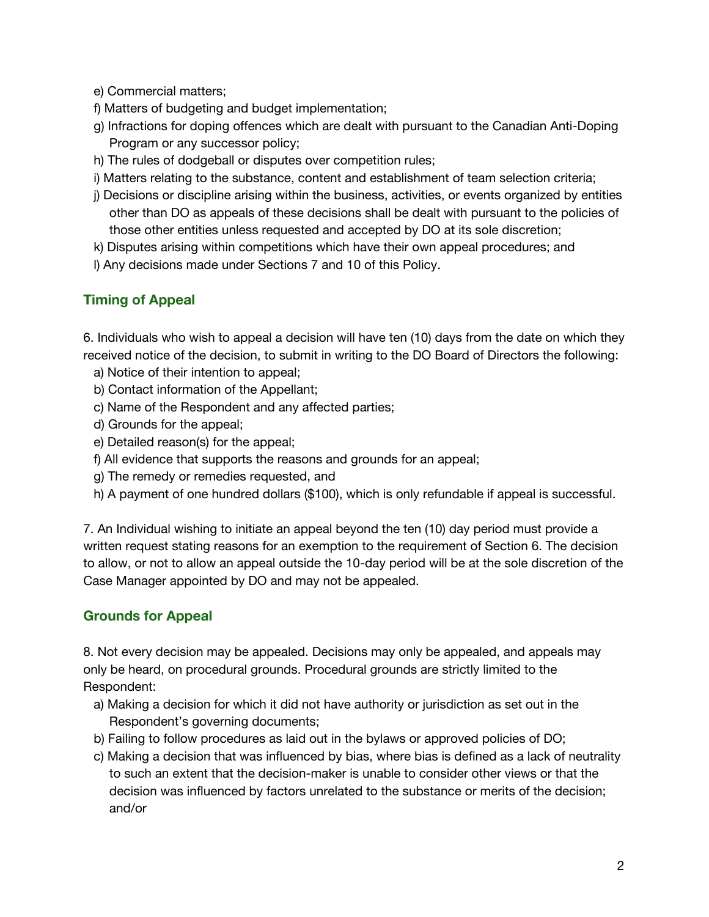e) Commercial matters;
f) Matters of budgeting and budget implementation;
g) Infractions for doping offences which are dealt with pursuant to the Canadian Anti-Doping Program or any successor policy;
h) The rules of dodgeball or disputes over competition rules;
i) Matters relating to the substance, content and establishment of team selection criteria;
j) Decisions or discipline arising within the business, activities, or events organized by entities other than DO as appeals of these decisions shall be dealt with pursuant to the policies of those other entities unless requested and accepted by DO at its sole discretion;
k) Disputes arising within competitions which have their own appeal procedures; and
l) Any decisions made under Sections 7 and 10 of this Policy.

## Timing of Appeal

6. Individuals who wish to appeal a decision will have ten (10) days from the date on which they received notice of the decision, to submit in writing to the DO Board of Directors the following:
   a) Notice of their intention to appeal;
   b) Contact information of the Appellant;
   c) Name of the Respondent and any affected parties;
   d) Grounds for the appeal;
   e) Detailed reason(s) for the appeal;
   f) All evidence that supports the reasons and grounds for an appeal;
   g) The remedy or remedies requested, and
   h) A payment of one hundred dollars ($100), which is only refundable if appeal is successful.

7. An Individual wishing to initiate an appeal beyond the ten (10) day period must provide a written request stating reasons for an exemption to the requirement of Section 6. The decision to allow, or not to allow an appeal outside the 10-day period will be at the sole discretion of the Case Manager appointed by DO and may not be appealed.

## Grounds for Appeal

8. Not every decision may be appealed. Decisions may only be appealed, and appeals may only be heard, on procedural grounds. Procedural grounds are strictly limited to the Respondent:
   a) Making a decision for which it did not have authority or jurisdiction as set out in the Respondent's governing documents;
   b) Failing to follow procedures as laid out in the bylaws or approved policies of DO;
   c) Making a decision that was influenced by bias, where bias is defined as a lack of neutrality to such an extent that the decision-maker is unable to consider other views or that the decision was influenced by factors unrelated to the substance or merits of the decision; and/or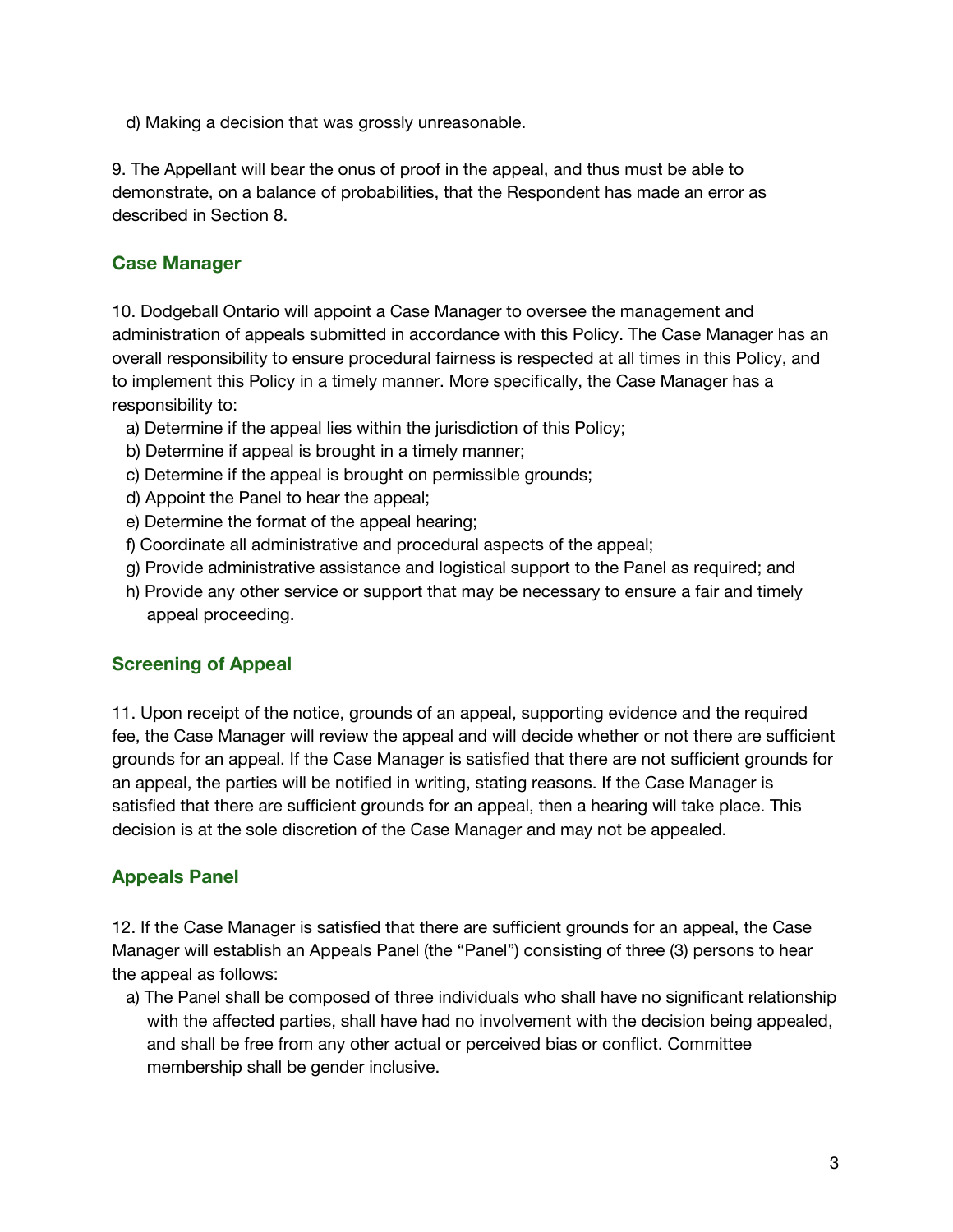d) Making a decision that was grossly unreasonable.

9. The Appellant will bear the onus of proof in the appeal, and thus must be able to demonstrate, on a balance of probabilities, that the Respondent has made an error as described in Section 8.

## Case Manager

10. Dodgeball Ontario will appoint a Case Manager to oversee the management and administration of appeals submitted in accordance with this Policy. The Case Manager has an overall responsibility to ensure procedural fairness is respected at all times in this Policy, and to implement this Policy in a timely manner. More specifically, the Case Manager has a responsibility to:

- a) Determine if the appeal lies within the jurisdiction of this Policy;
- b) Determine if appeal is brought in a timely manner;
- c) Determine if the appeal is brought on permissible grounds;
- d) Appoint the Panel to hear the appeal;
- e) Determine the format of the appeal hearing;
- f) Coordinate all administrative and procedural aspects of the appeal;
- g) Provide administrative assistance and logistical support to the Panel as required; and
- h) Provide any other service or support that may be necessary to ensure a fair and timely appeal proceeding.

## Screening of Appeal

11. Upon receipt of the notice, grounds of an appeal, supporting evidence and the required fee, the Case Manager will review the appeal and will decide whether or not there are sufficient grounds for an appeal. If the Case Manager is satisfied that there are not sufficient grounds for an appeal, the parties will be notified in writing, stating reasons. If the Case Manager is satisfied that there are sufficient grounds for an appeal, then a hearing will take place. This decision is at the sole discretion of the Case Manager and may not be appealed.

## Appeals Panel

12. If the Case Manager is satisfied that there are sufficient grounds for an appeal, the Case Manager will establish an Appeals Panel (the "Panel") consisting of three (3) persons to hear the appeal as follows:

- a) The Panel shall be composed of three individuals who shall have no significant relationship with the affected parties, shall have had no involvement with the decision being appealed, and shall be free from any other actual or perceived bias or conflict. Committee membership shall be gender inclusive.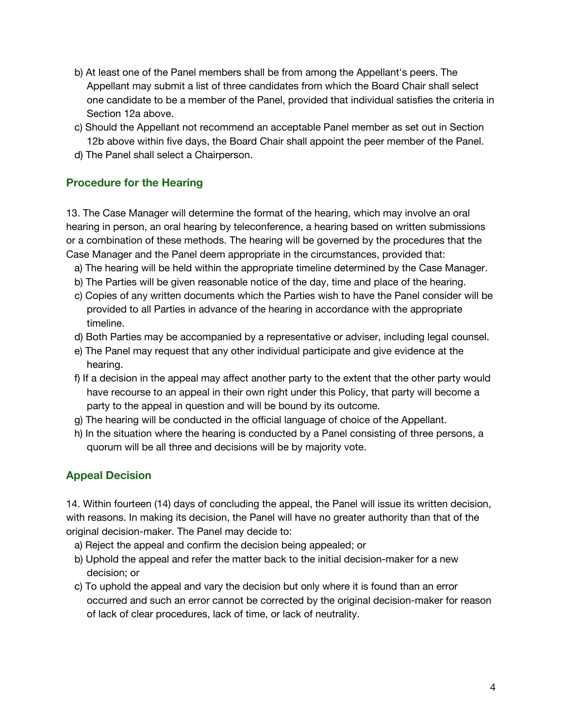b) At least one of the Panel members shall be from among the Appellant's peers. The Appellant may submit a list of three candidates from which the Board Chair shall select one candidate to be a member of the Panel, provided that individual satisfies the criteria in Section 12a above.
c) Should the Appellant not recommend an acceptable Panel member as set out in Section 12b above within five days, the Board Chair shall appoint the peer member of the Panel.
d) The Panel shall select a Chairperson.

## Procedure for the Hearing

13. The Case Manager will determine the format of the hearing, which may involve an oral hearing in person, an oral hearing by teleconference, a hearing based on written submissions or a combination of these methods. The hearing will be governed by the procedures that the Case Manager and the Panel deem appropriate in the circumstances, provided that:
   a) The hearing will be held within the appropriate timeline determined by the Case Manager.
   b) The Parties will be given reasonable notice of the day, time and place of the hearing.
   c) Copies of any written documents which the Parties wish to have the Panel consider will be provided to all Parties in advance of the hearing in accordance with the appropriate timeline.
   d) Both Parties may be accompanied by a representative or adviser, including legal counsel.
   e) The Panel may request that any other individual participate and give evidence at the hearing.
   f) If a decision in the appeal may affect another party to the extent that the other party would have recourse to an appeal in their own right under this Policy, that party will become a party to the appeal in question and will be bound by its outcome.
   g) The hearing will be conducted in the official language of choice of the Appellant.
   h) In the situation where the hearing is conducted by a Panel consisting of three persons, a quorum will be all three and decisions will be by majority vote.

## Appeal Decision

14. Within fourteen (14) days of concluding the appeal, the Panel will issue its written decision, with reasons. In making its decision, the Panel will have no greater authority than that of the original decision-maker. The Panel may decide to:
   a) Reject the appeal and confirm the decision being appealed; or
   b) Uphold the appeal and refer the matter back to the initial decision-maker for a new decision; or
   c) To uphold the appeal and vary the decision but only where it is found than an error occurred and such an error cannot be corrected by the original decision-maker for reason of lack of clear procedures, lack of time, or lack of neutrality.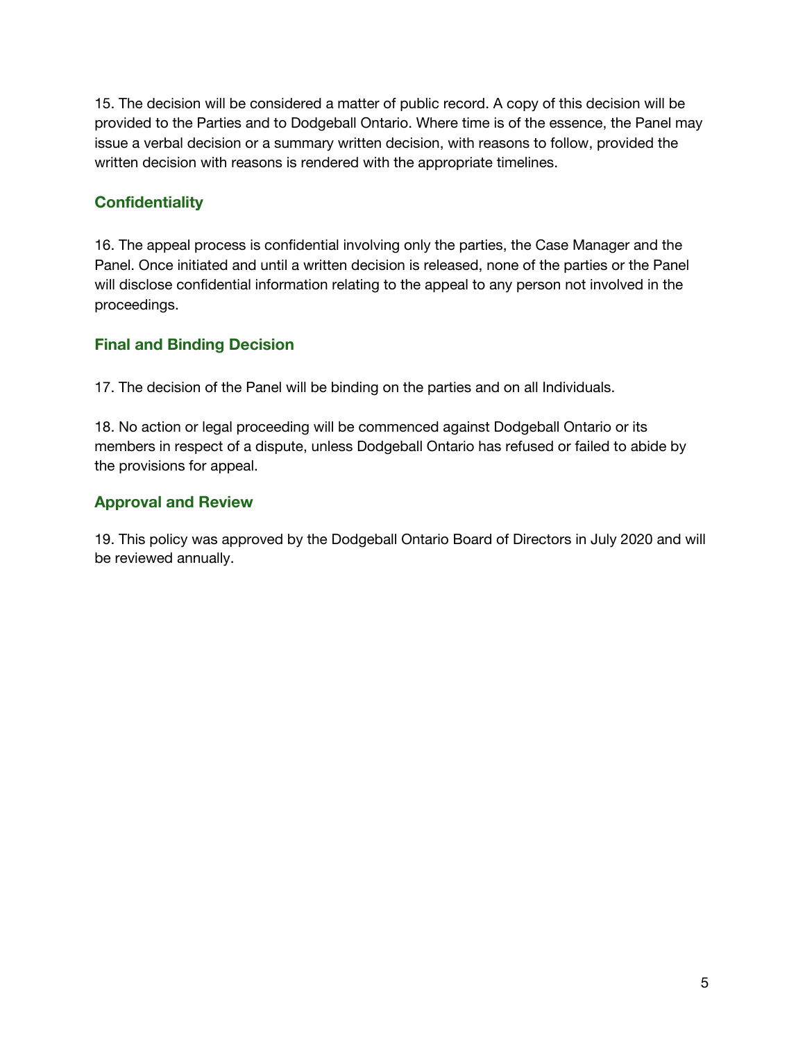15. The decision will be considered a matter of public record. A copy of this decision will be provided to the Parties and to Dodgeball Ontario. Where time is of the essence, the Panel may issue a verbal decision or a summary written decision, with reasons to follow, provided the written decision with reasons is rendered with the appropriate timelines.

## Confidentiality

16. The appeal process is confidential involving only the parties, the Case Manager and the Panel. Once initiated and until a written decision is released, none of the parties or the Panel will disclose confidential information relating to the appeal to any person not involved in the proceedings.

## Final and Binding Decision

17. The decision of the Panel will be binding on the parties and on all Individuals.

18. No action or legal proceeding will be commenced against Dodgeball Ontario or its members in respect of a dispute, unless Dodgeball Ontario has refused or failed to abide by the provisions for appeal.

## Approval and Review

19. This policy was approved by the Dodgeball Ontario Board of Directors in July 2020 and will be reviewed annually.